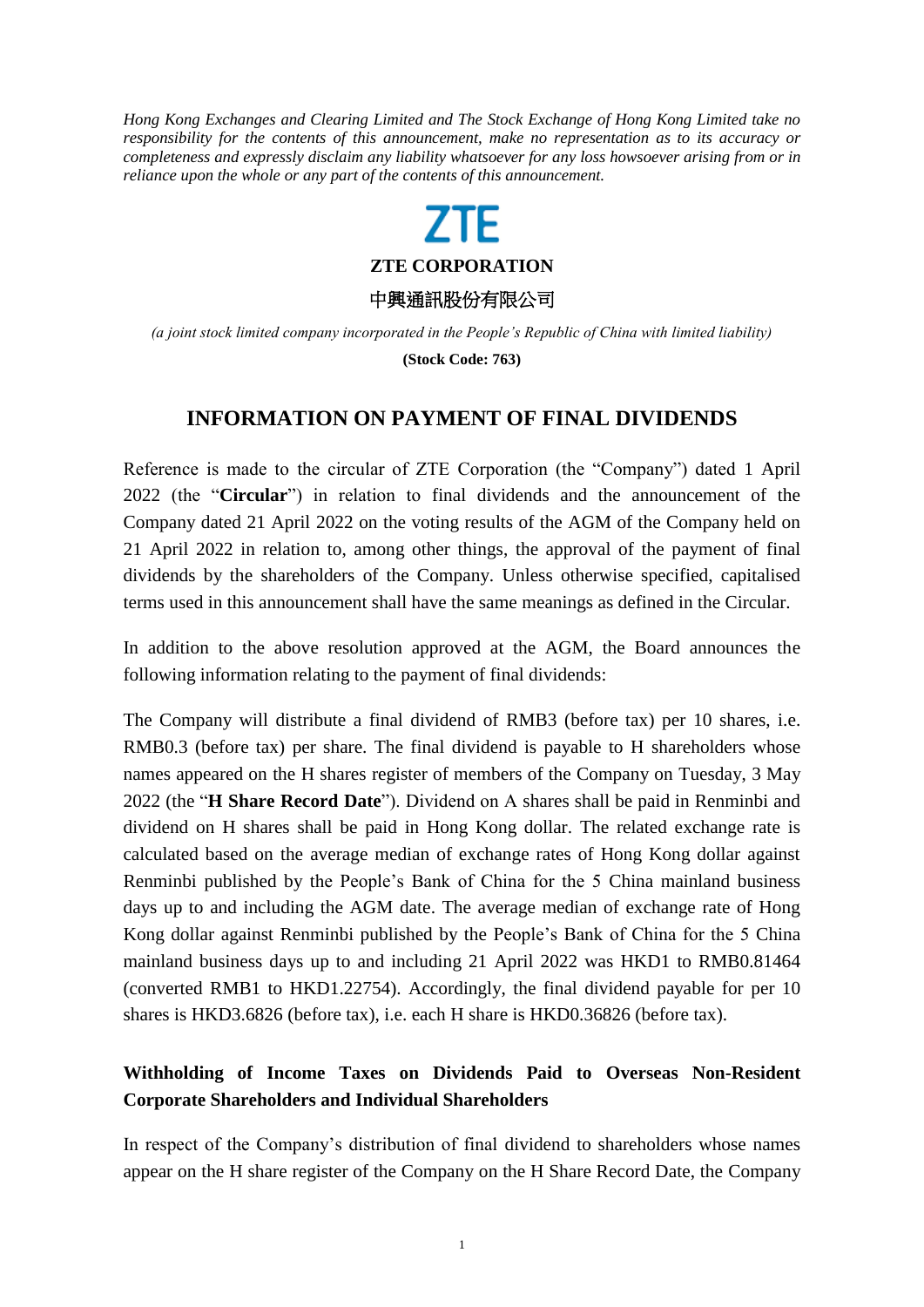*Hong Kong Exchanges and Clearing Limited and The Stock Exchange of Hong Kong Limited take no responsibility for the contents of this announcement, make no representation as to its accuracy or completeness and expressly disclaim any liability whatsoever for any loss howsoever arising from or in reliance upon the whole or any part of the contents of this announcement.*

ZTE

**ZTE CORPORATION**

中興通訊股份有限公司

*(a joint stock limited company incorporated in the People's Republic of China with limited liability)*

**(Stock Code: 763)**

# INFORMATION ON PAYMENT OF FINAL DIVIDENDS

Reference is made to the circular of ZTE Corporation (the "Company") dated 1 April 2022 (the "**Circular**") in relation to final dividends and the announcement of the Company dated 21 April 2022 on the voting results of the AGM of the Company held on 21 April 2022 in relation to, among other things, the approval of the payment of final dividends by the shareholders of the Company. Unless otherwise specified, capitalised terms used in this announcement shall have the same meanings as defined in the Circular.

In addition to the above resolution approved at the AGM, the Board announces the following information relating to the payment of final dividends:

The Company will distribute a final dividend of RMB3 (before tax) per 10 shares, i.e. RMB0.3 (before tax) per share. The final dividend is payable to H shareholders whose names appeared on the H shares register of members of the Company on Tuesday, 3 May 2022 (the "**H Share Record Date**"). Dividend on A shares shall be paid in Renminbi and dividend on H shares shall be paid in Hong Kong dollar. The related exchange rate is calculated based on the average median of exchange rates of Hong Kong dollar against Renminbi published by the People's Bank of China for the 5 China mainland business days up to and including the AGM date. The average median of exchange rate of Hong Kong dollar against Renminbi published by the People's Bank of China for the 5 China mainland business days up to and including 21 April 2022 was HKD1 to RMB0.81464 (converted RMB1 to HKD1.22754). Accordingly, the final dividend payable for per 10 shares is HKD3.6826 (before tax), i.e. each H share is HKD0.36826 (before tax).

## Withholding of Income Taxes on Dividends Paid to Overseas Non-Resident Corporate Shareholders and Individual Shareholders

In respect of the Company's distribution of final dividend to shareholders whose names appear on the H share register of the Company on the H Share Record Date, the Company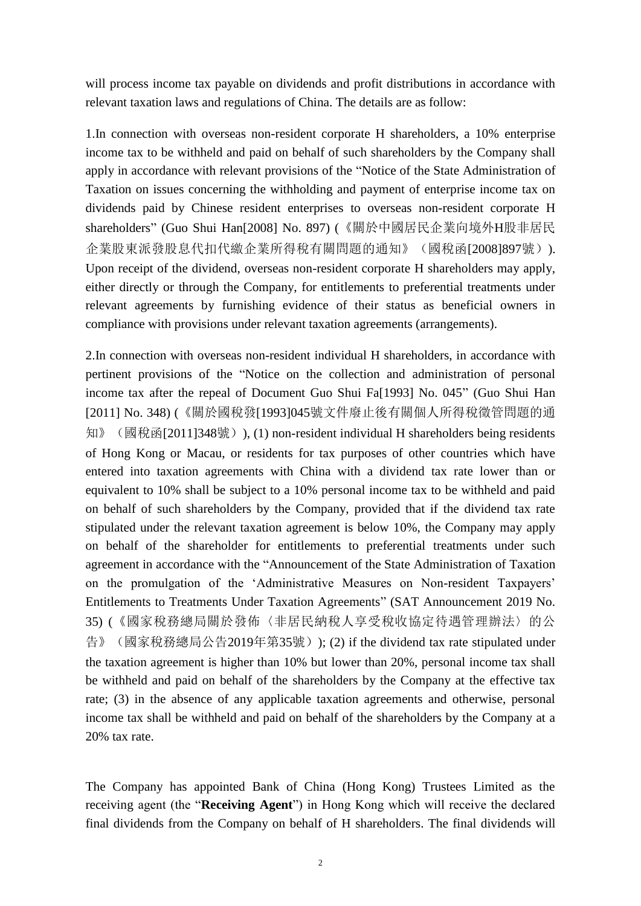will process income tax payable on dividends and profit distributions in accordance with relevant taxation laws and regulations of China. The details are as follow:

1.In connection with overseas non-resident corporate H shareholders, a 10% enterprise income tax to be withheld and paid on behalf of such shareholders by the Company shall apply in accordance with relevant provisions of the "Notice of the State Administration of Taxation on issues concerning the withholding and payment of enterprise income tax on dividends paid by Chinese resident enterprises to overseas non-resident corporate H shareholders" (Guo Shui Han[2008] No. 897) (《關於中國居民企業向境外H股非居民企業股東派發股息代扣代繳企業所得稅有關問題的通知》（國稅函[2008]897號）). Upon receipt of the dividend, overseas non-resident corporate H shareholders may apply, either directly or through the Company, for entitlements to preferential treatments under relevant agreements by furnishing evidence of their status as beneficial owners in compliance with provisions under relevant taxation agreements (arrangements).

2.In connection with overseas non-resident individual H shareholders, in accordance with pertinent provisions of the "Notice on the collection and administration of personal income tax after the repeal of Document Guo Shui Fa[1993] No. 045" (Guo Shui Han [2011] No. 348) (《關於國稅發[1993]045號文件廢止後有關個人所得稅徵管問題的通知》（國稅函[2011]348號）), (1) non-resident individual H shareholders being residents of Hong Kong or Macau, or residents for tax purposes of other countries which have entered into taxation agreements with China with a dividend tax rate lower than or equivalent to 10% shall be subject to a 10% personal income tax to be withheld and paid on behalf of such shareholders by the Company, provided that if the dividend tax rate stipulated under the relevant taxation agreement is below 10%, the Company may apply on behalf of the shareholder for entitlements to preferential treatments under such agreement in accordance with the "Announcement of the State Administration of Taxation on the promulgation of the 'Administrative Measures on Non-resident Taxpayers' Entitlements to Treatments Under Taxation Agreements" (SAT Announcement 2019 No. 35) (《國家稅務總局關於發佈〈非居民納稅人享受稅收協定待遇管理辦法〉的公告》（國家稅務總局公告2019年第35號）); (2) if the dividend tax rate stipulated under the taxation agreement is higher than 10% but lower than 20%, personal income tax shall be withheld and paid on behalf of the shareholders by the Company at the effective tax rate; (3) in the absence of any applicable taxation agreements and otherwise, personal income tax shall be withheld and paid on behalf of the shareholders by the Company at a 20% tax rate.

The Company has appointed Bank of China (Hong Kong) Trustees Limited as the receiving agent (the "**Receiving Agent**") in Hong Kong which will receive the declared final dividends from the Company on behalf of H shareholders. The final dividends will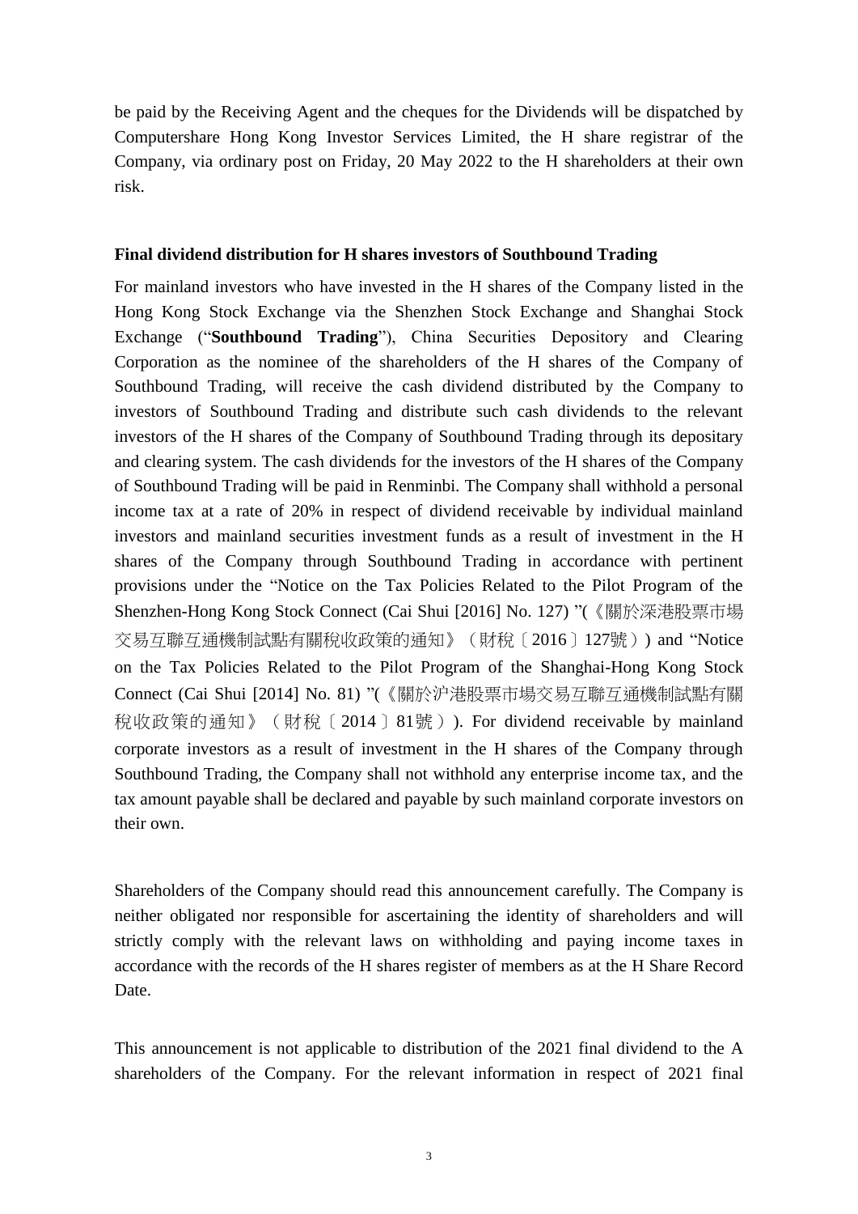be paid by the Receiving Agent and the cheques for the Dividends will be dispatched by Computershare Hong Kong Investor Services Limited, the H share registrar of the Company, via ordinary post on Friday, 20 May 2022 to the H shareholders at their own risk.

**Final dividend distribution for H shares investors of Southbound Trading**

For mainland investors who have invested in the H shares of the Company listed in the Hong Kong Stock Exchange via the Shenzhen Stock Exchange and Shanghai Stock Exchange ("**Southbound Trading**"), China Securities Depository and Clearing Corporation as the nominee of the shareholders of the H shares of the Company of Southbound Trading, will receive the cash dividend distributed by the Company to investors of Southbound Trading and distribute such cash dividends to the relevant investors of the H shares of the Company of Southbound Trading through its depositary and clearing system. The cash dividends for the investors of the H shares of the Company of Southbound Trading will be paid in Renminbi. The Company shall withhold a personal income tax at a rate of 20% in respect of dividend receivable by individual mainland investors and mainland securities investment funds as a result of investment in the H shares of the Company through Southbound Trading in accordance with pertinent provisions under the "Notice on the Tax Policies Related to the Pilot Program of the Shenzhen-Hong Kong Stock Connect (Cai Shui [2016] No. 127) "(《關於深港股票市場交易互聯互通機制試點有關稅收政策的通知》（財稅〔2016〕127號）) and "Notice on the Tax Policies Related to the Pilot Program of the Shanghai-Hong Kong Stock Connect (Cai Shui [2014] No. 81) "(《關於沪港股票市場交易互聯互通機制試點有關稅收政策的通知》（財稅〔2014〕81號）). For dividend receivable by mainland corporate investors as a result of investment in the H shares of the Company through Southbound Trading, the Company shall not withhold any enterprise income tax, and the tax amount payable shall be declared and payable by such mainland corporate investors on their own.

Shareholders of the Company should read this announcement carefully. The Company is neither obligated nor responsible for ascertaining the identity of shareholders and will strictly comply with the relevant laws on withholding and paying income taxes in accordance with the records of the H shares register of members as at the H Share Record Date.

This announcement is not applicable to distribution of the 2021 final dividend to the A shareholders of the Company. For the relevant information in respect of 2021 final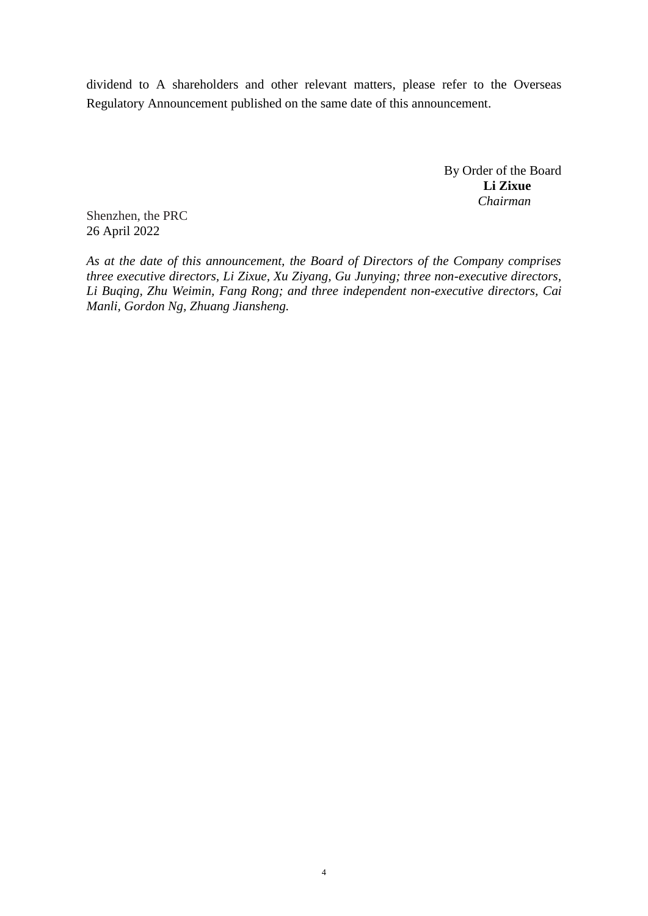dividend to A shareholders and other relevant matters, please refer to the Overseas Regulatory Announcement published on the same date of this announcement.

By Order of the Board
**Li Zixue**
*Chairman*

Shenzhen, the PRC
26 April 2022

*As at the date of this announcement, the Board of Directors of the Company comprises three executive directors, Li Zixue, Xu Ziyang, Gu Junying; three non-executive directors, Li Buqing, Zhu Weimin, Fang Rong; and three independent non-executive directors, Cai Manli, Gordon Ng, Zhuang Jiansheng.*